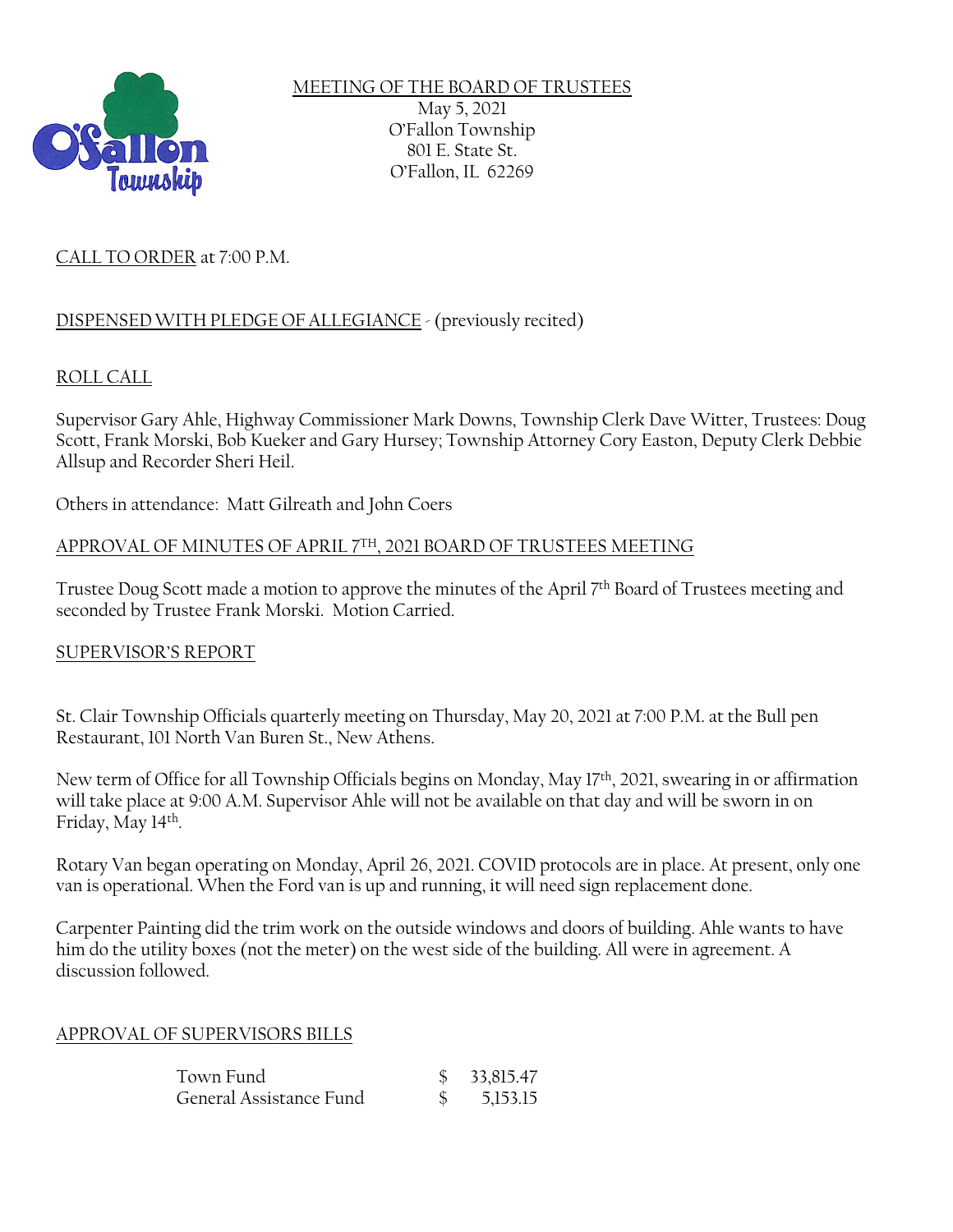MEETING OF THE BOARD OF TRUSTEES
May 5, 2021
O'Fallon Township
801 E. State St.
O'Fallon, IL 62269

CALL TO ORDER at 7:00 P.M.

DISPENSED WITH PLEDGE OF ALLEGIANCE - (previously recited)

ROLL CALL

Supervisor Gary Ahle, Highway Commissioner Mark Downs, Township Clerk Dave Witter, Trustees: Doug Scott, Frank Morski, Bob Kueker and Gary Hursey; Township Attorney Cory Easton, Deputy Clerk Debbie Allsup and Recorder Sheri Heil.

Others in attendance: Matt Gilreath and John Coers

APPROVAL OF MINUTES OF APRIL 7TH, 2021 BOARD OF TRUSTEES MEETING

Trustee Doug Scott made a motion to approve the minutes of the April 7th Board of Trustees meeting and seconded by Trustee Frank Morski. Motion Carried.

SUPERVISOR'S REPORT

St. Clair Township Officials quarterly meeting on Thursday, May 20, 2021 at 7:00 P.M. at the Bull pen Restaurant, 101 North Van Buren St., New Athens.

New term of Office for all Township Officials begins on Monday, May 17th, 2021, swearing in or affirmation will take place at 9:00 A.M. Supervisor Ahle will not be available on that day and will be sworn in on Friday, May 14th.

Rotary Van began operating on Monday, April 26, 2021. COVID protocols are in place. At present, only one van is operational. When the Ford van is up and running, it will need sign replacement done.

Carpenter Painting did the trim work on the outside windows and doors of building. Ahle wants to have him do the utility boxes (not the meter) on the west side of the building. All were in agreement. A discussion followed.

APPROVAL OF SUPERVISORS BILLS

| | |
|---|---|
| Town Fund | $ 33,815.47 |
| General Assistance Fund | $ 5,153.15 |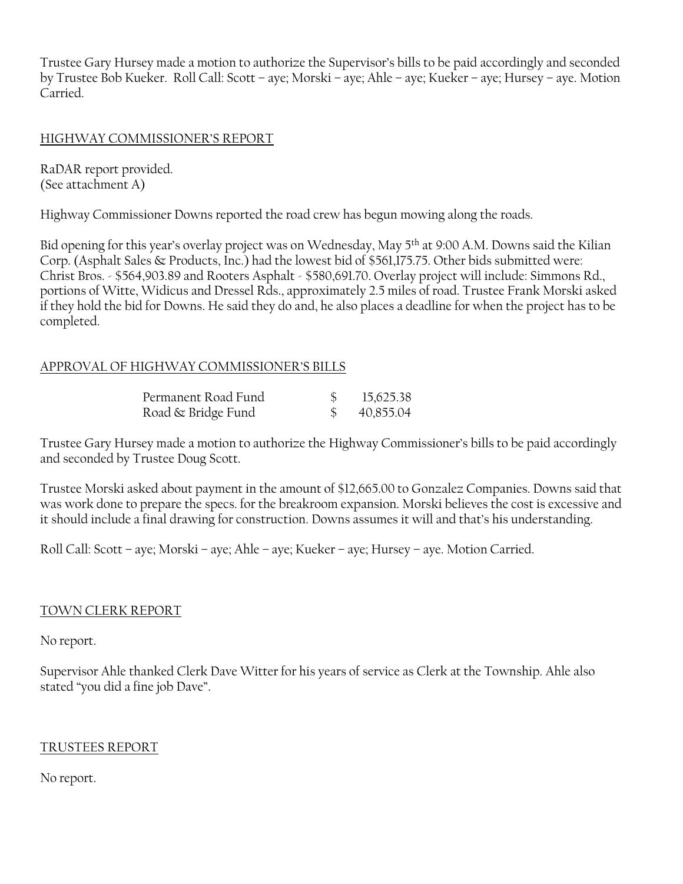Trustee Gary Hursey made a motion to authorize the Supervisor's bills to be paid accordingly and seconded by Trustee Bob Kueker. Roll Call: Scott – aye; Morski – aye; Ahle – aye; Kueker – aye; Hursey – aye. Motion Carried.

## HIGHWAY COMMISSIONER'S REPORT

RaDAR report provided.
(See attachment A)

Highway Commissioner Downs reported the road crew has begun mowing along the roads.

Bid opening for this year's overlay project was on Wednesday, May 5th at 9:00 A.M. Downs said the Kilian Corp. (Asphalt Sales & Products, Inc.) had the lowest bid of $561,175.75. Other bids submitted were: Christ Bros. - $564,903.89 and Rooters Asphalt - $580,691.70. Overlay project will include: Simmons Rd., portions of Witte, Widicus and Dressel Rds., approximately 2.5 miles of road. Trustee Frank Morski asked if they hold the bid for Downs. He said they do and, he also places a deadline for when the project has to be completed.

## APPROVAL OF HIGHWAY COMMISSIONER'S BILLS

| | | |
|---|---|---|
| Permanent Road Fund | $ | 15,625.38 |
| Road & Bridge Fund | $ | 40,855.04 |

Trustee Gary Hursey made a motion to authorize the Highway Commissioner's bills to be paid accordingly and seconded by Trustee Doug Scott.

Trustee Morski asked about payment in the amount of $12,665.00 to Gonzalez Companies. Downs said that was work done to prepare the specs. for the breakroom expansion. Morski believes the cost is excessive and it should include a final drawing for construction. Downs assumes it will and that's his understanding.

Roll Call: Scott – aye; Morski – aye; Ahle – aye; Kueker – aye; Hursey – aye. Motion Carried.

## TOWN CLERK REPORT

No report.

Supervisor Ahle thanked Clerk Dave Witter for his years of service as Clerk at the Township. Ahle also stated "you did a fine job Dave".

## TRUSTEES REPORT

No report.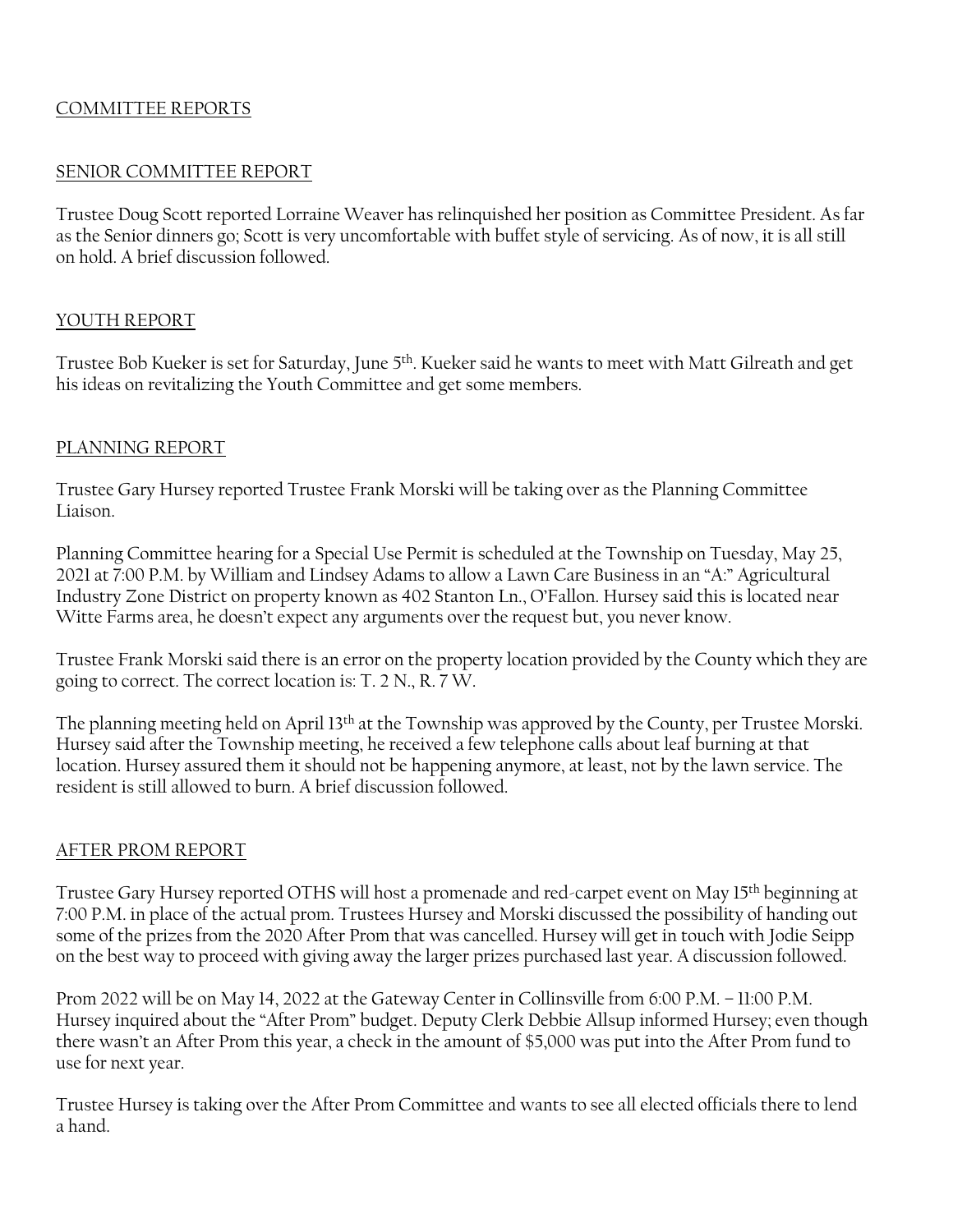## COMMITTEE REPORTS

### SENIOR COMMITTEE REPORT

Trustee Doug Scott reported Lorraine Weaver has relinquished her position as Committee President. As far as the Senior dinners go; Scott is very uncomfortable with buffet style of servicing. As of now, it is all still on hold. A brief discussion followed.

### YOUTH REPORT

Trustee Bob Kueker is set for Saturday, June 5th. Kueker said he wants to meet with Matt Gilreath and get his ideas on revitalizing the Youth Committee and get some members.

### PLANNING REPORT

Trustee Gary Hursey reported Trustee Frank Morski will be taking over as the Planning Committee Liaison.

Planning Committee hearing for a Special Use Permit is scheduled at the Township on Tuesday, May 25, 2021 at 7:00 P.M. by William and Lindsey Adams to allow a Lawn Care Business in an "A:" Agricultural Industry Zone District on property known as 402 Stanton Ln., O'Fallon. Hursey said this is located near Witte Farms area, he doesn't expect any arguments over the request but, you never know.

Trustee Frank Morski said there is an error on the property location provided by the County which they are going to correct. The correct location is: T. 2 N., R. 7 W.

The planning meeting held on April 13th at the Township was approved by the County, per Trustee Morski. Hursey said after the Township meeting, he received a few telephone calls about leaf burning at that location. Hursey assured them it should not be happening anymore, at least, not by the lawn service. The resident is still allowed to burn. A brief discussion followed.

### AFTER PROM REPORT

Trustee Gary Hursey reported OTHS will host a promenade and red-carpet event on May 15th beginning at 7:00 P.M. in place of the actual prom. Trustees Hursey and Morski discussed the possibility of handing out some of the prizes from the 2020 After Prom that was cancelled. Hursey will get in touch with Jodie Seipp on the best way to proceed with giving away the larger prizes purchased last year. A discussion followed.

Prom 2022 will be on May 14, 2022 at the Gateway Center in Collinsville from 6:00 P.M. – 11:00 P.M. Hursey inquired about the "After Prom" budget. Deputy Clerk Debbie Allsup informed Hursey; even though there wasn't an After Prom this year, a check in the amount of $5,000 was put into the After Prom fund to use for next year.

Trustee Hursey is taking over the After Prom Committee and wants to see all elected officials there to lend a hand.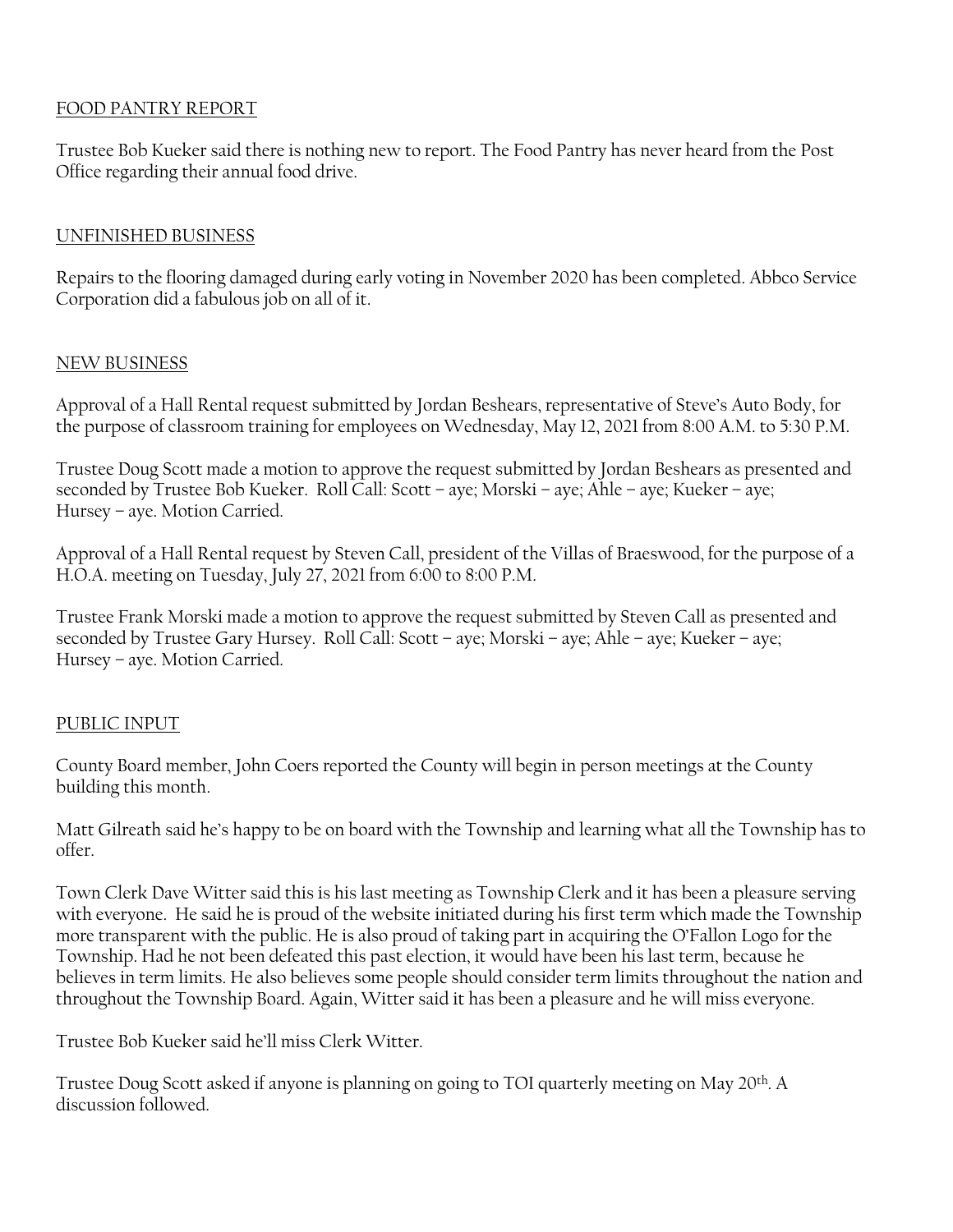## FOOD PANTRY REPORT

Trustee Bob Kueker said there is nothing new to report. The Food Pantry has never heard from the Post Office regarding their annual food drive.

## UNFINISHED BUSINESS

Repairs to the flooring damaged during early voting in November 2020 has been completed. Abbco Service Corporation did a fabulous job on all of it.

## NEW BUSINESS

Approval of a Hall Rental request submitted by Jordan Beshears, representative of Steve's Auto Body, for the purpose of classroom training for employees on Wednesday, May 12, 2021 from 8:00 A.M. to 5:30 P.M.

Trustee Doug Scott made a motion to approve the request submitted by Jordan Beshears as presented and seconded by Trustee Bob Kueker. Roll Call: Scott – aye; Morski – aye; Ahle – aye; Kueker – aye; Hursey – aye. Motion Carried.

Approval of a Hall Rental request by Steven Call, president of the Villas of Braeswood, for the purpose of a H.O.A. meeting on Tuesday, July 27, 2021 from 6:00 to 8:00 P.M.

Trustee Frank Morski made a motion to approve the request submitted by Steven Call as presented and seconded by Trustee Gary Hursey. Roll Call: Scott – aye; Morski – aye; Ahle – aye; Kueker – aye; Hursey – aye. Motion Carried.

## PUBLIC INPUT

County Board member, John Coers reported the County will begin in person meetings at the County building this month.

Matt Gilreath said he's happy to be on board with the Township and learning what all the Township has to offer.

Town Clerk Dave Witter said this is his last meeting as Township Clerk and it has been a pleasure serving with everyone. He said he is proud of the website initiated during his first term which made the Township more transparent with the public. He is also proud of taking part in acquiring the O'Fallon Logo for the Township. Had he not been defeated this past election, it would have been his last term, because he believes in term limits. He also believes some people should consider term limits throughout the nation and throughout the Township Board. Again, Witter said it has been a pleasure and he will miss everyone.

Trustee Bob Kueker said he'll miss Clerk Witter.

Trustee Doug Scott asked if anyone is planning on going to TOI quarterly meeting on May 20th. A discussion followed.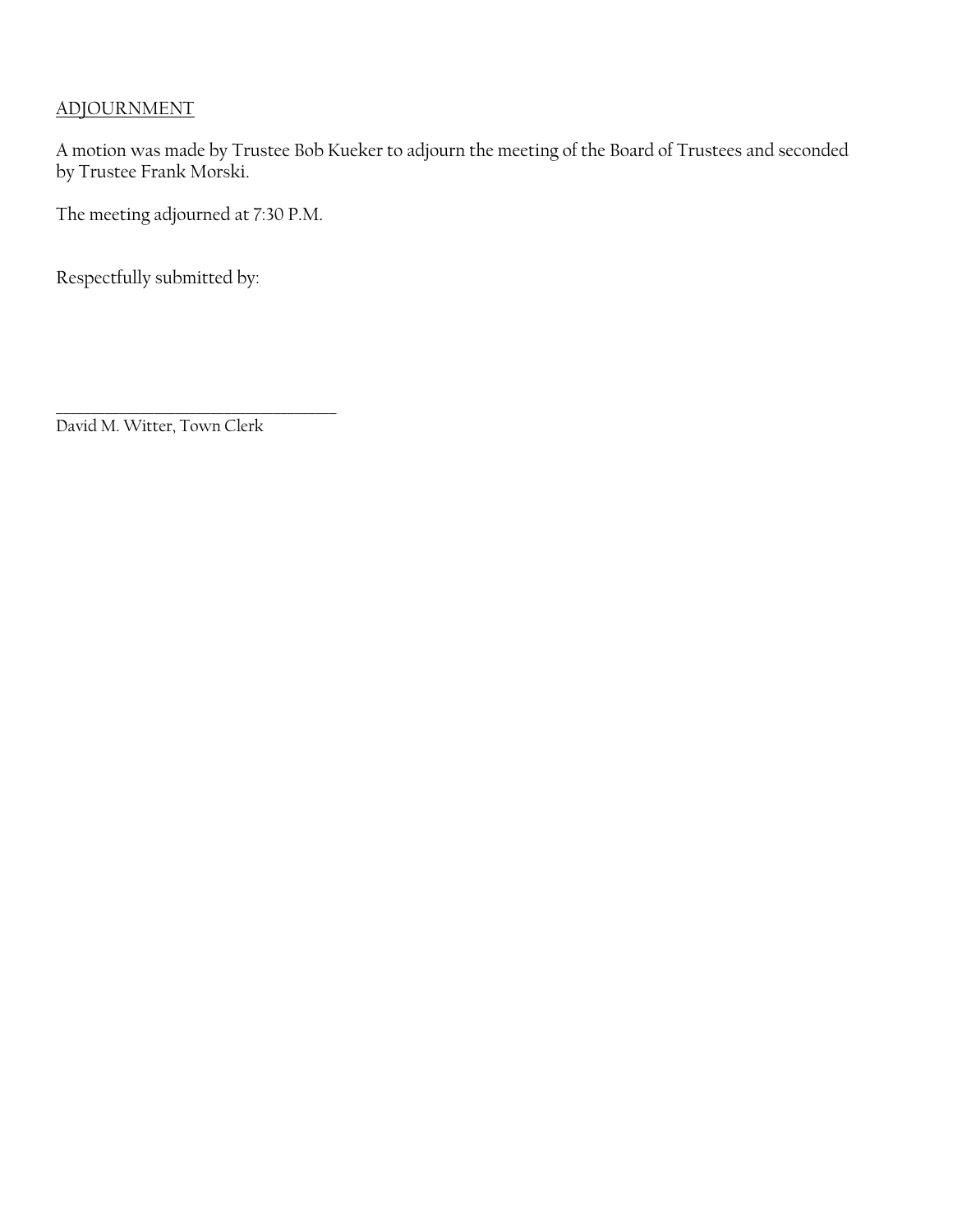ADJOURNMENT

A motion was made by Trustee Bob Kueker to adjourn the meeting of the Board of Trustees and seconded by Trustee Frank Morski.

The meeting adjourned at 7:30 P.M.

Respectfully submitted by:

_________________________________

David M. Witter, Town Clerk